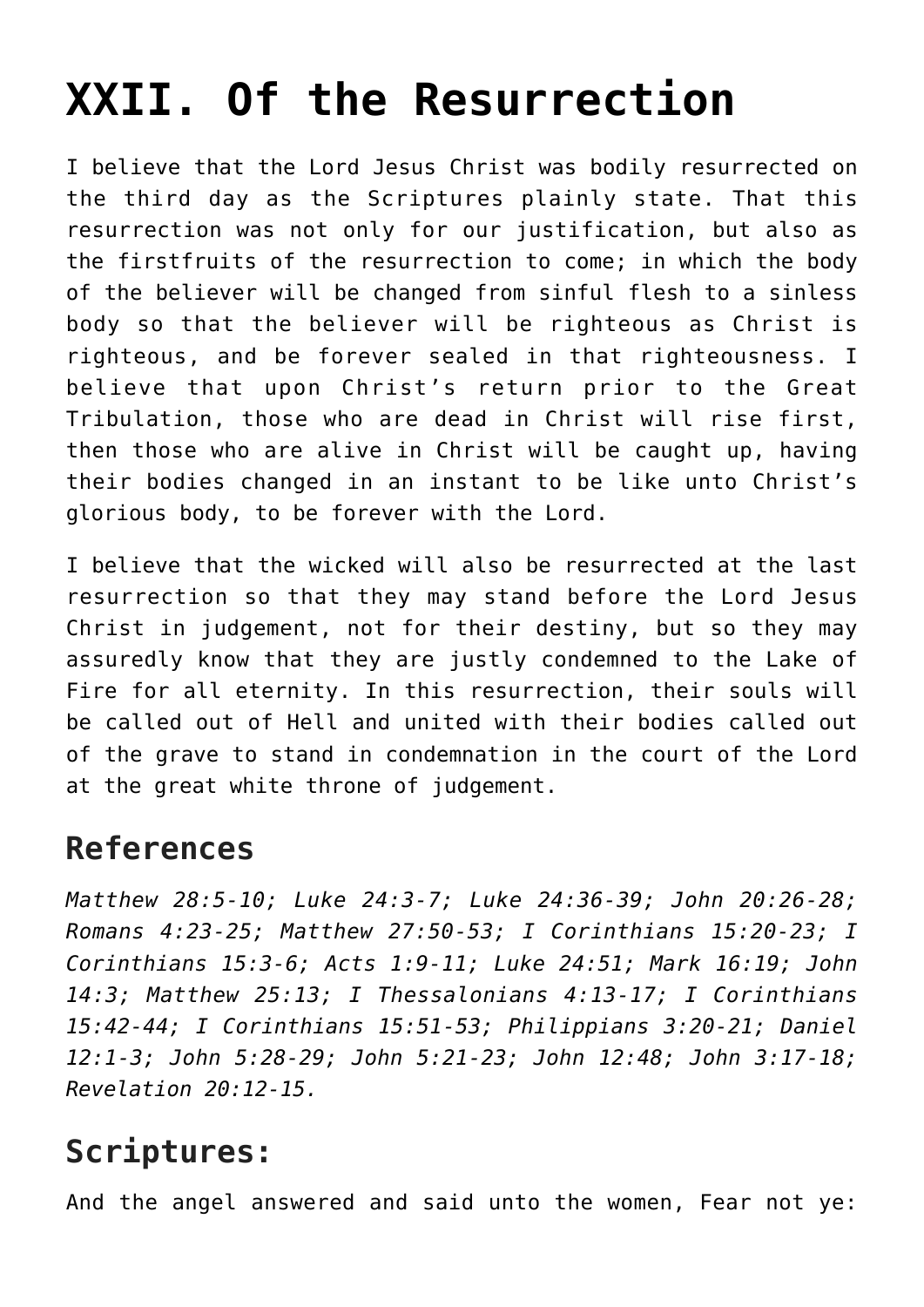# XXII. Of the Resurrection

I believe that the Lord Jesus Christ was bodily resurrected on the third day as the Scriptures plainly state. That this resurrection was not only for our justification, but also as the firstfruits of the resurrection to come; in which the body of the believer will be changed from sinful flesh to a sinless body so that the believer will be righteous as Christ is righteous, and be forever sealed in that righteousness. I believe that upon Christ's return prior to the Great Tribulation, those who are dead in Christ will rise first, then those who are alive in Christ will be caught up, having their bodies changed in an instant to be like unto Christ's glorious body, to be forever with the Lord.

I believe that the wicked will also be resurrected at the last resurrection so that they may stand before the Lord Jesus Christ in judgement, not for their destiny, but so they may assuredly know that they are justly condemned to the Lake of Fire for all eternity. In this resurrection, their souls will be called out of Hell and united with their bodies called out of the grave to stand in condemnation in the court of the Lord at the great white throne of judgement.

## References

*Matthew 28:5-10; Luke 24:3-7; Luke 24:36-39; John 20:26-28; Romans 4:23-25; Matthew 27:50-53; I Corinthians 15:20-23; I Corinthians 15:3-6; Acts 1:9-11; Luke 24:51; Mark 16:19; John 14:3; Matthew 25:13; I Thessalonians 4:13-17; I Corinthians 15:42-44; I Corinthians 15:51-53; Philippians 3:20-21; Daniel 12:1-3; John 5:28-29; John 5:21-23; John 12:48; John 3:17-18; Revelation 20:12-15.*

## Scriptures:

And the angel answered and said unto the women, Fear not ye: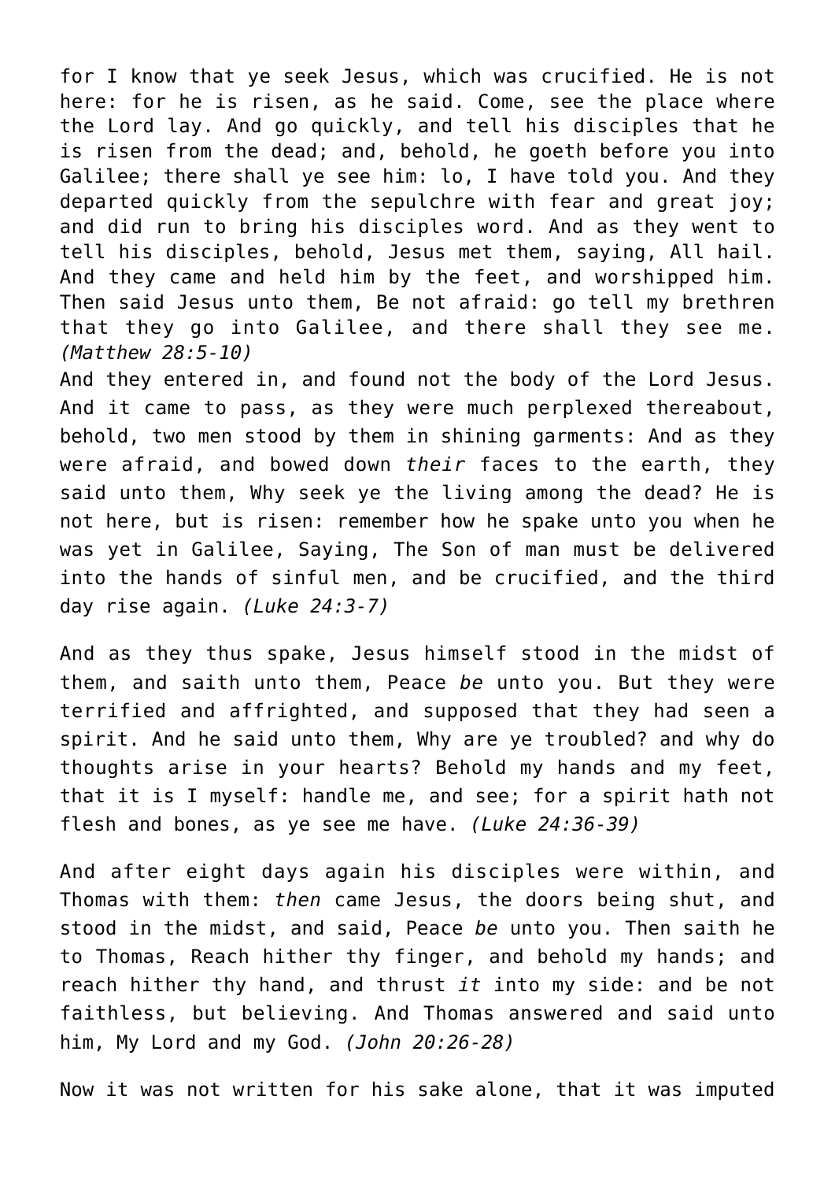for I know that ye seek Jesus, which was crucified. He is not here: for he is risen, as he said. Come, see the place where the Lord lay. And go quickly, and tell his disciples that he is risen from the dead; and, behold, he goeth before you into Galilee; there shall ye see him: lo, I have told you. And they departed quickly from the sepulchre with fear and great joy; and did run to bring his disciples word. And as they went to tell his disciples, behold, Jesus met them, saying, All hail. And they came and held him by the feet, and worshipped him. Then said Jesus unto them, Be not afraid: go tell my brethren that they go into Galilee, and there shall they see me. *(Matthew 28:5-10)*
And they entered in, and found not the body of the Lord Jesus. And it came to pass, as they were much perplexed thereabout, behold, two men stood by them in shining garments: And as they were afraid, and bowed down *their* faces to the earth, they said unto them, Why seek ye the living among the dead? He is not here, but is risen: remember how he spake unto you when he was yet in Galilee, Saying, The Son of man must be delivered into the hands of sinful men, and be crucified, and the third day rise again. *(Luke 24:3-7)*

And as they thus spake, Jesus himself stood in the midst of them, and saith unto them, Peace *be* unto you. But they were terrified and affrighted, and supposed that they had seen a spirit. And he said unto them, Why are ye troubled? and why do thoughts arise in your hearts? Behold my hands and my feet, that it is I myself: handle me, and see; for a spirit hath not flesh and bones, as ye see me have. *(Luke 24:36-39)*

And after eight days again his disciples were within, and Thomas with them: *then* came Jesus, the doors being shut, and stood in the midst, and said, Peace *be* unto you. Then saith he to Thomas, Reach hither thy finger, and behold my hands; and reach hither thy hand, and thrust *it* into my side: and be not faithless, but believing. And Thomas answered and said unto him, My Lord and my God. *(John 20:26-28)*

Now it was not written for his sake alone, that it was imputed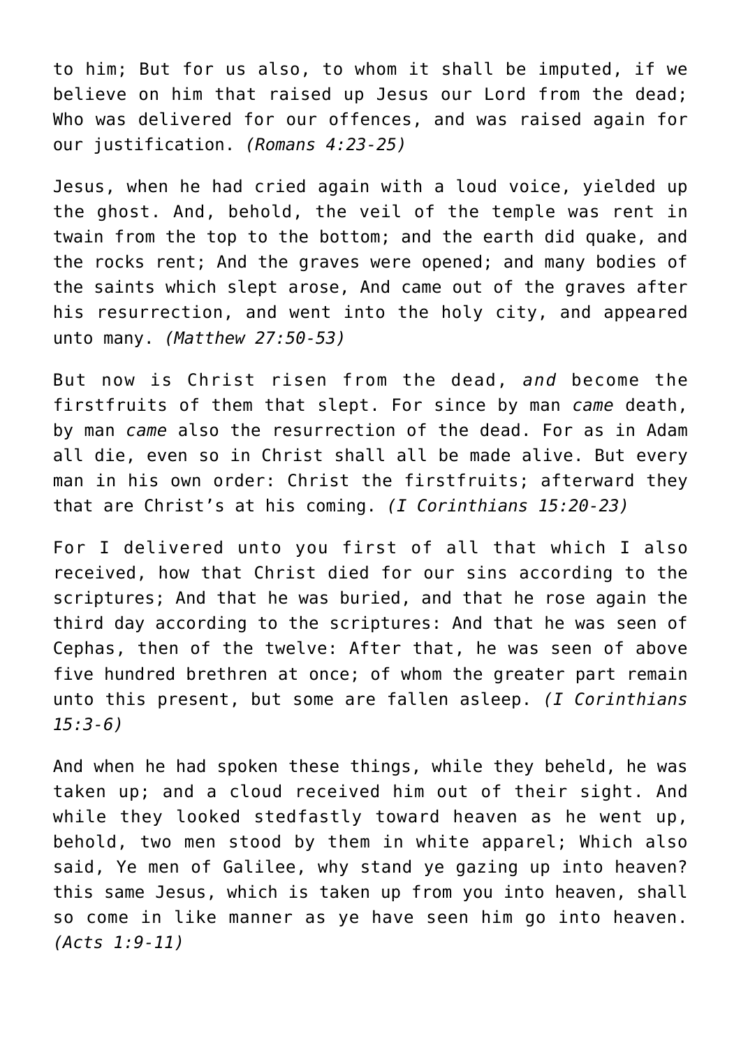to him; But for us also, to whom it shall be imputed, if we believe on him that raised up Jesus our Lord from the dead; Who was delivered for our offences, and was raised again for our justification. *(Romans 4:23-25)*

Jesus, when he had cried again with a loud voice, yielded up the ghost. And, behold, the veil of the temple was rent in twain from the top to the bottom; and the earth did quake, and the rocks rent; And the graves were opened; and many bodies of the saints which slept arose, And came out of the graves after his resurrection, and went into the holy city, and appeared unto many. *(Matthew 27:50-53)*

But now is Christ risen from the dead, *and* become the firstfruits of them that slept. For since by man *came* death, by man *came* also the resurrection of the dead. For as in Adam all die, even so in Christ shall all be made alive. But every man in his own order: Christ the firstfruits; afterward they that are Christ's at his coming. *(I Corinthians 15:20-23)*

For I delivered unto you first of all that which I also received, how that Christ died for our sins according to the scriptures; And that he was buried, and that he rose again the third day according to the scriptures: And that he was seen of Cephas, then of the twelve: After that, he was seen of above five hundred brethren at once; of whom the greater part remain unto this present, but some are fallen asleep. *(I Corinthians 15:3-6)*

And when he had spoken these things, while they beheld, he was taken up; and a cloud received him out of their sight. And while they looked stedfastly toward heaven as he went up, behold, two men stood by them in white apparel; Which also said, Ye men of Galilee, why stand ye gazing up into heaven? this same Jesus, which is taken up from you into heaven, shall so come in like manner as ye have seen him go into heaven. *(Acts 1:9-11)*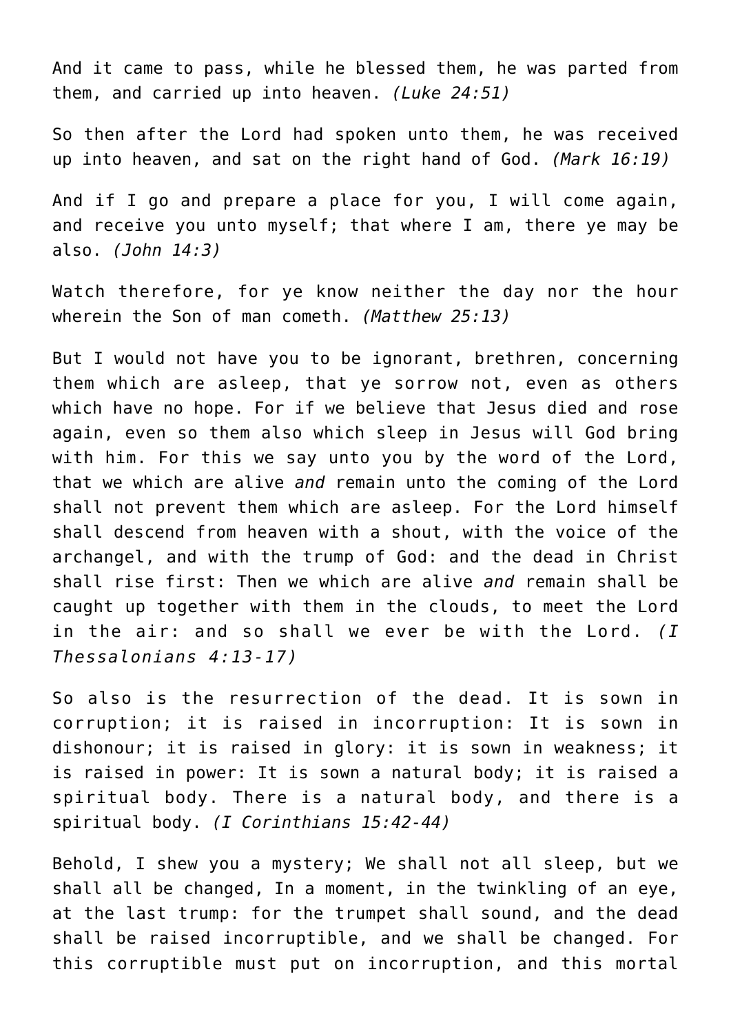And it came to pass, while he blessed them, he was parted from them, and carried up into heaven. *(Luke 24:51)*

So then after the Lord had spoken unto them, he was received up into heaven, and sat on the right hand of God. *(Mark 16:19)*

And if I go and prepare a place for you, I will come again, and receive you unto myself; that where I am, there ye may be also. *(John 14:3)*

Watch therefore, for ye know neither the day nor the hour wherein the Son of man cometh. *(Matthew 25:13)*

But I would not have you to be ignorant, brethren, concerning them which are asleep, that ye sorrow not, even as others which have no hope. For if we believe that Jesus died and rose again, even so them also which sleep in Jesus will God bring with him. For this we say unto you by the word of the Lord, that we which are alive *and* remain unto the coming of the Lord shall not prevent them which are asleep. For the Lord himself shall descend from heaven with a shout, with the voice of the archangel, and with the trump of God: and the dead in Christ shall rise first: Then we which are alive *and* remain shall be caught up together with them in the clouds, to meet the Lord in the air: and so shall we ever be with the Lord. *(I Thessalonians 4:13-17)*

So also is the resurrection of the dead. It is sown in corruption; it is raised in incorruption: It is sown in dishonour; it is raised in glory: it is sown in weakness; it is raised in power: It is sown a natural body; it is raised a spiritual body. There is a natural body, and there is a spiritual body. *(I Corinthians 15:42-44)*

Behold, I shew you a mystery; We shall not all sleep, but we shall all be changed, In a moment, in the twinkling of an eye, at the last trump: for the trumpet shall sound, and the dead shall be raised incorruptible, and we shall be changed. For this corruptible must put on incorruption, and this mortal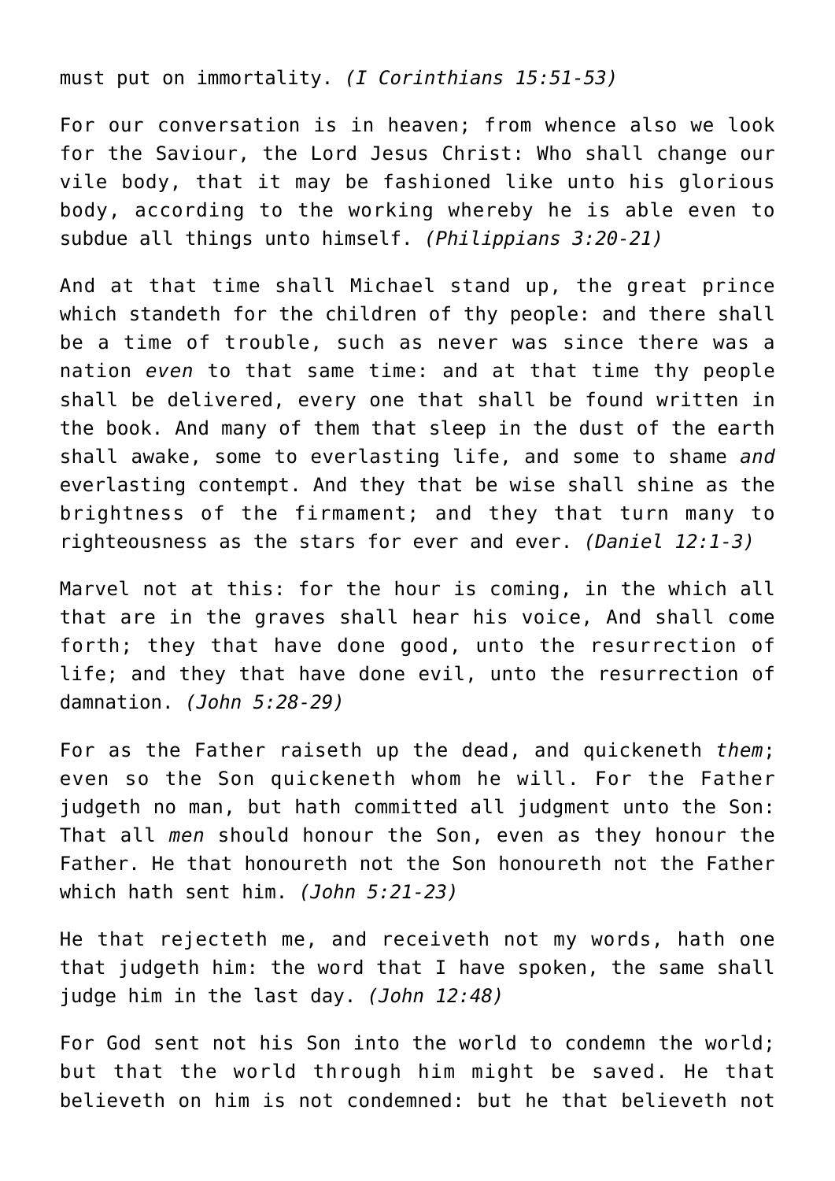must put on immortality. *(I Corinthians 15:51-53)*

For our conversation is in heaven; from whence also we look for the Saviour, the Lord Jesus Christ: Who shall change our vile body, that it may be fashioned like unto his glorious body, according to the working whereby he is able even to subdue all things unto himself. *(Philippians 3:20-21)*

And at that time shall Michael stand up, the great prince which standeth for the children of thy people: and there shall be a time of trouble, such as never was since there was a nation *even* to that same time: and at that time thy people shall be delivered, every one that shall be found written in the book. And many of them that sleep in the dust of the earth shall awake, some to everlasting life, and some to shame *and* everlasting contempt. And they that be wise shall shine as the brightness of the firmament; and they that turn many to righteousness as the stars for ever and ever. *(Daniel 12:1-3)*

Marvel not at this: for the hour is coming, in the which all that are in the graves shall hear his voice, And shall come forth; they that have done good, unto the resurrection of life; and they that have done evil, unto the resurrection of damnation. *(John 5:28-29)*

For as the Father raiseth up the dead, and quickeneth *them*; even so the Son quickeneth whom he will. For the Father judgeth no man, but hath committed all judgment unto the Son: That all *men* should honour the Son, even as they honour the Father. He that honoureth not the Son honoureth not the Father which hath sent him. *(John 5:21-23)*

He that rejecteth me, and receiveth not my words, hath one that judgeth him: the word that I have spoken, the same shall judge him in the last day. *(John 12:48)*

For God sent not his Son into the world to condemn the world; but that the world through him might be saved. He that believeth on him is not condemned: but he that believeth not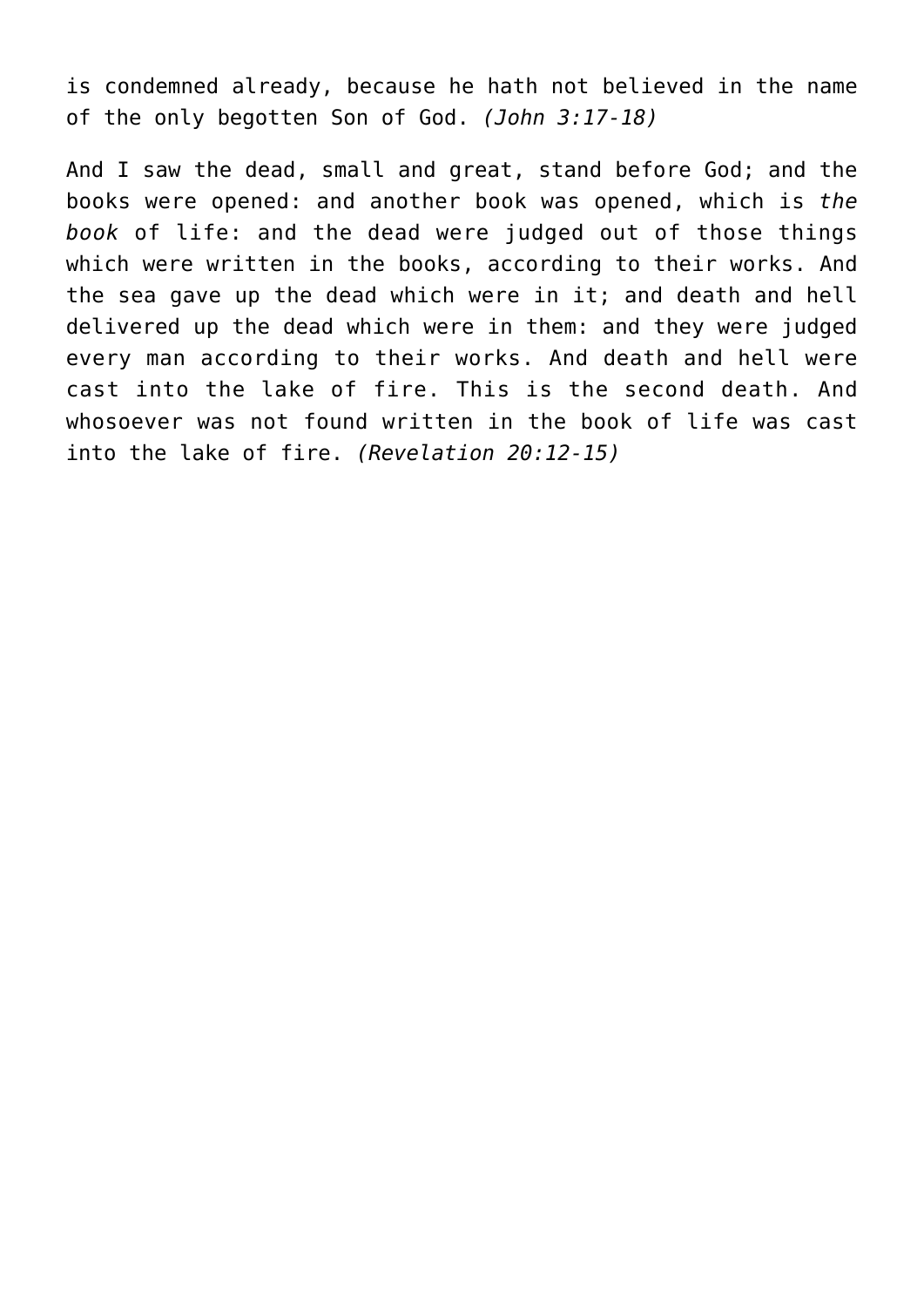is condemned already, because he hath not believed in the name of the only begotten Son of God. *(John 3:17-18)*

And I saw the dead, small and great, stand before God; and the books were opened: and another book was opened, which is *the book* of life: and the dead were judged out of those things which were written in the books, according to their works. And the sea gave up the dead which were in it; and death and hell delivered up the dead which were in them: and they were judged every man according to their works. And death and hell were cast into the lake of fire. This is the second death. And whosoever was not found written in the book of life was cast into the lake of fire. *(Revelation 20:12-15)*